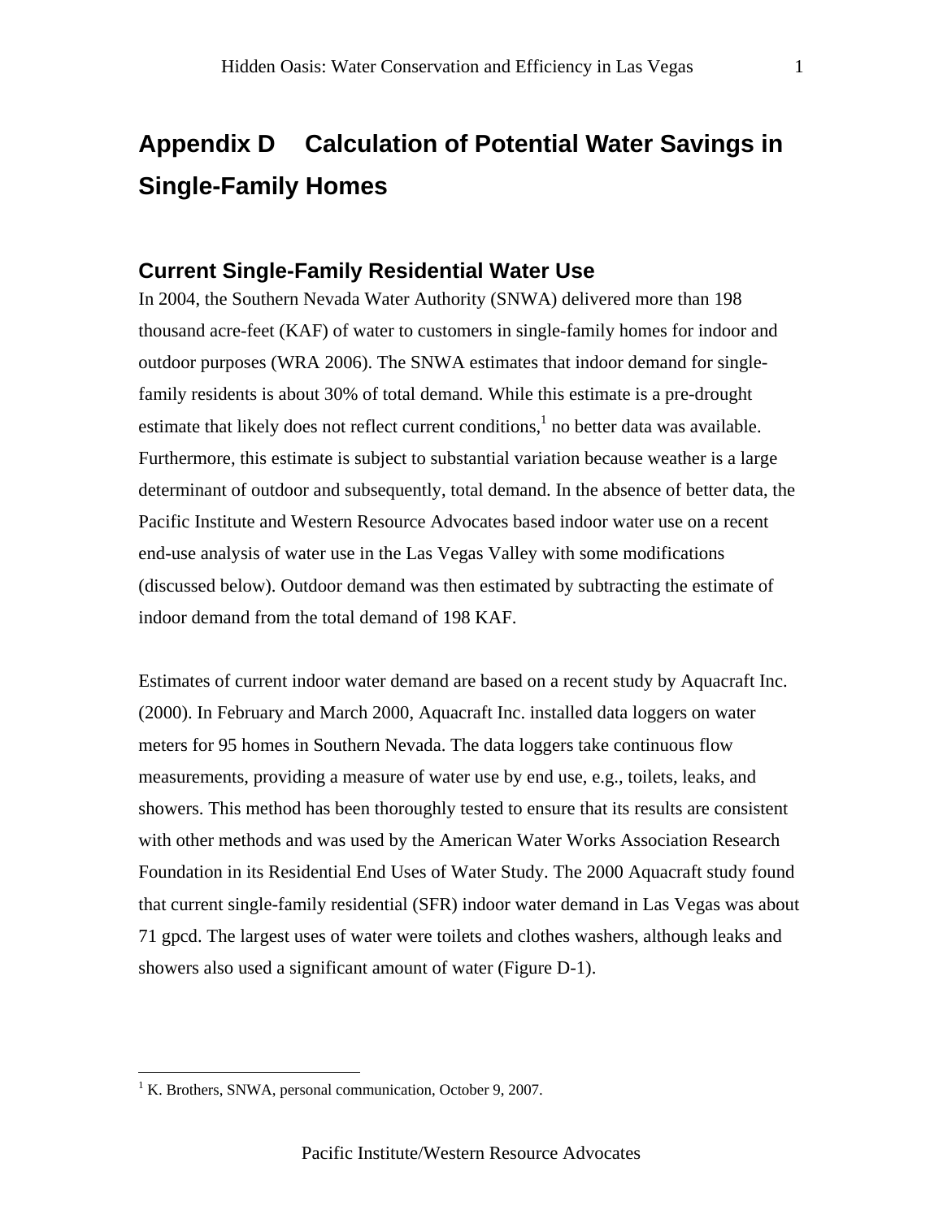# Appendix D Calculation of Potential Water Savings in Single-Family Homes

## Current Single-Family Residential Water Use

In 2004, the Southern Nevada Water Authority (SNWA) delivered more than 198 thousand acre-feet (KAF) of water to customers in single-family homes for indoor and outdoor purposes (WRA 2006). The SNWA estimates that indoor demand for single-family residents is about 30% of total demand. While this estimate is a pre-drought estimate that likely does not reflect current conditions,[1] no better data was available. Furthermore, this estimate is subject to substantial variation because weather is a large determinant of outdoor and subsequently, total demand. In the absence of better data, the Pacific Institute and Western Resource Advocates based indoor water use on a recent end-use analysis of water use in the Las Vegas Valley with some modifications (discussed below). Outdoor demand was then estimated by subtracting the estimate of indoor demand from the total demand of 198 KAF.

Estimates of current indoor water demand are based on a recent study by Aquacraft Inc. (2000). In February and March 2000, Aquacraft Inc. installed data loggers on water meters for 95 homes in Southern Nevada. The data loggers take continuous flow measurements, providing a measure of water use by end use, e.g., toilets, leaks, and showers. This method has been thoroughly tested to ensure that its results are consistent with other methods and was used by the American Water Works Association Research Foundation in its Residential End Uses of Water Study. The 2000 Aquacraft study found that current single-family residential (SFR) indoor water demand in Las Vegas was about 71 gpcd. The largest uses of water were toilets and clothes washers, although leaks and showers also used a significant amount of water (Figure D-1).

[1] K. Brothers, SNWA, personal communication, October 9, 2007.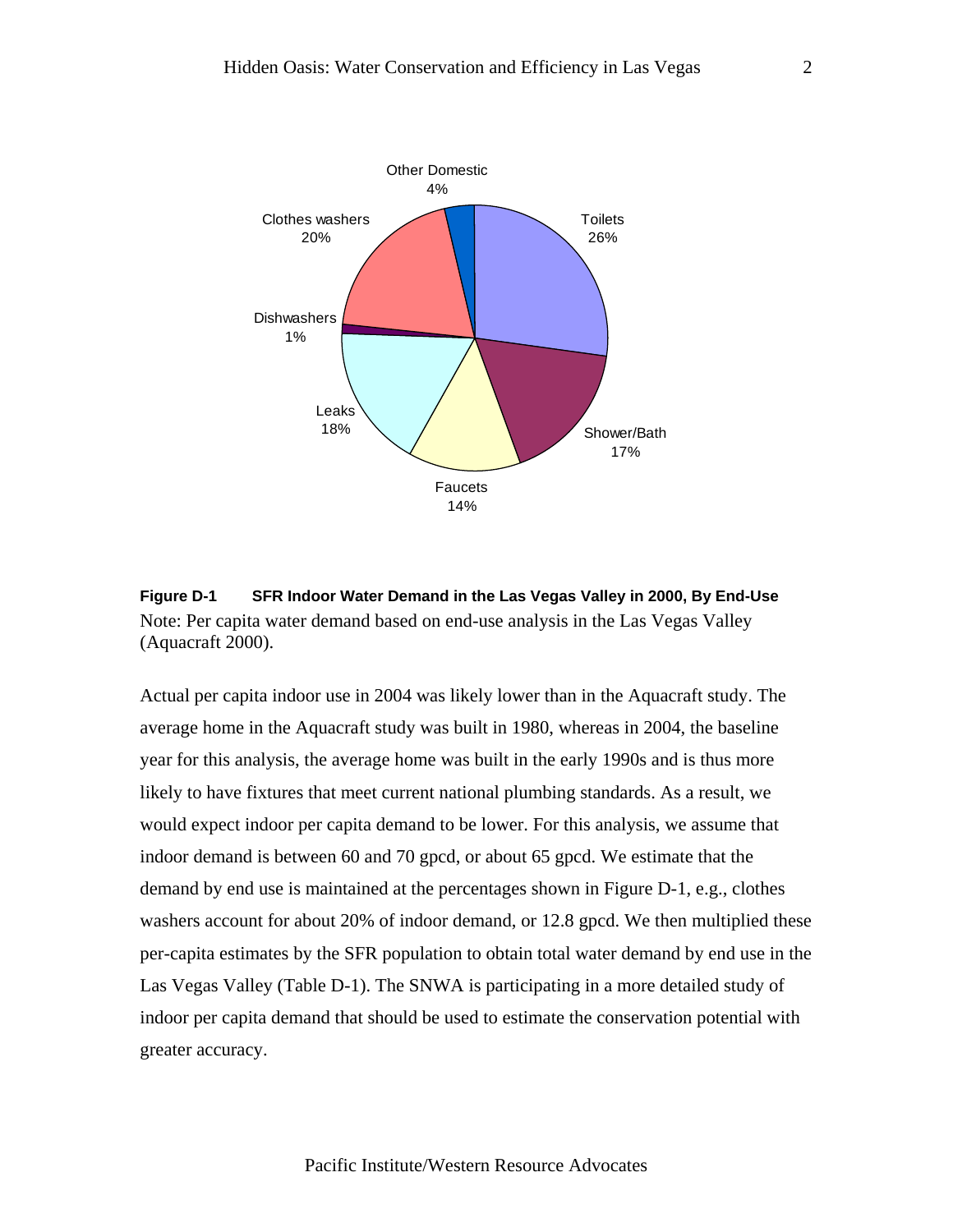**Figure D-1 SFR Indoor Water Demand in the Las Vegas Valley in 2000, By End-Use**

Note: Per capita water demand based on end-use analysis in the Las Vegas Valley (Aquacraft 2000).

Actual per capita indoor use in 2004 was likely lower than in the Aquacraft study. The average home in the Aquacraft study was built in 1980, whereas in 2004, the baseline year for this analysis, the average home was built in the early 1990s and is thus more likely to have fixtures that meet current national plumbing standards. As a result, we would expect indoor per capita demand to be lower. For this analysis, we assume that indoor demand is between 60 and 70 gpcd, or about 65 gpcd. We estimate that the demand by end use is maintained at the percentages shown in Figure D-1, e.g., clothes washers account for about 20% of indoor demand, or 12.8 gpcd. We then multiplied these per-capita estimates by the SFR population to obtain total water demand by end use in the Las Vegas Valley (Table D-1). The SNWA is participating in a more detailed study of indoor per capita demand that should be used to estimate the conservation potential with greater accuracy.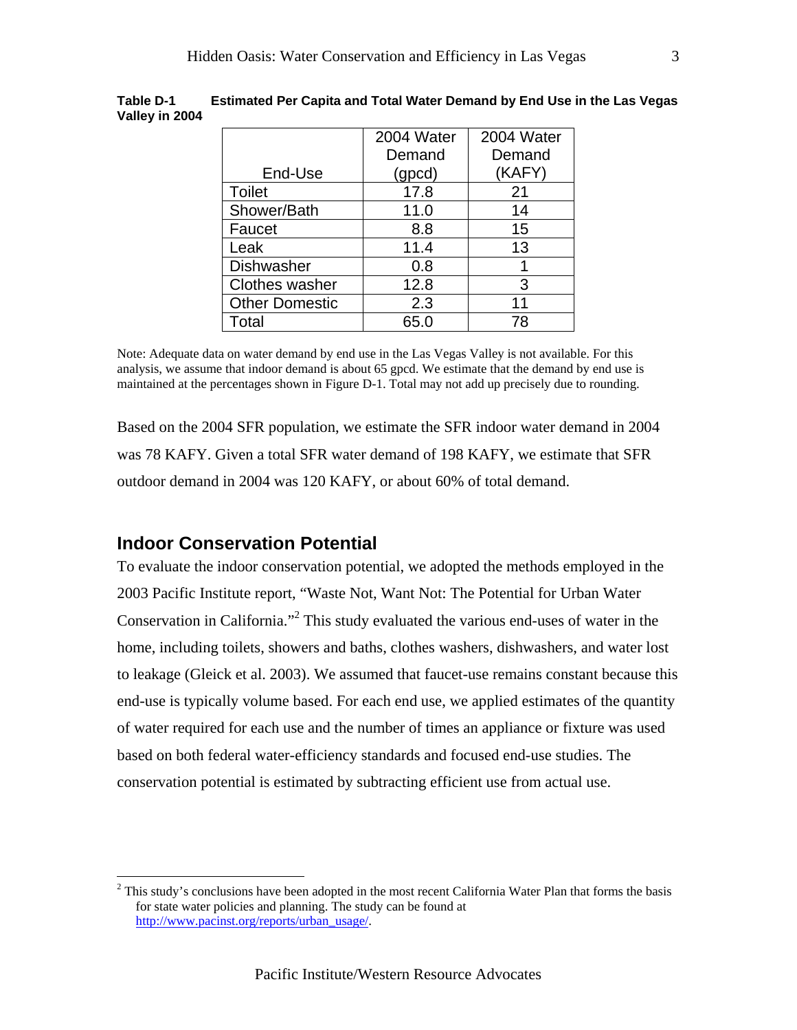**Table D-1 Estimated Per Capita and Total Water Demand by End Use in the Las Vegas Valley in 2004**

| End-Use | 2004 Water Demand (gpcd) | 2004 Water Demand (KAFY) |
|---|---|---|
| Toilet | 17.8 | 21 |
| Shower/Bath | 11.0 | 14 |
| Faucet | 8.8 | 15 |
| Leak | 11.4 | 13 |
| Dishwasher | 0.8 | 1 |
| Clothes washer | 12.8 | 3 |
| Other Domestic | 2.3 | 11 |
| Total | 65.0 | 78 |

Note: Adequate data on water demand by end use in the Las Vegas Valley is not available. For this analysis, we assume that indoor demand is about 65 gpcd. We estimate that the demand by end use is maintained at the percentages shown in Figure D-1. Total may not add up precisely due to rounding.

Based on the 2004 SFR population, we estimate the SFR indoor water demand in 2004 was 78 KAFY. Given a total SFR water demand of 198 KAFY, we estimate that SFR outdoor demand in 2004 was 120 KAFY, or about 60% of total demand.

## Indoor Conservation Potential

To evaluate the indoor conservation potential, we adopted the methods employed in the 2003 Pacific Institute report, "Waste Not, Want Not: The Potential for Urban Water Conservation in California."[2] This study evaluated the various end-uses of water in the home, including toilets, showers and baths, clothes washers, dishwashers, and water lost to leakage (Gleick et al. 2003). We assumed that faucet-use remains constant because this end-use is typically volume based. For each end use, we applied estimates of the quantity of water required for each use and the number of times an appliance or fixture was used based on both federal water-efficiency standards and focused end-use studies. The conservation potential is estimated by subtracting efficient use from actual use.

[2] This study's conclusions have been adopted in the most recent California Water Plan that forms the basis for state water policies and planning. The study can be found at http://www.pacinst.org/reports/urban_usage/.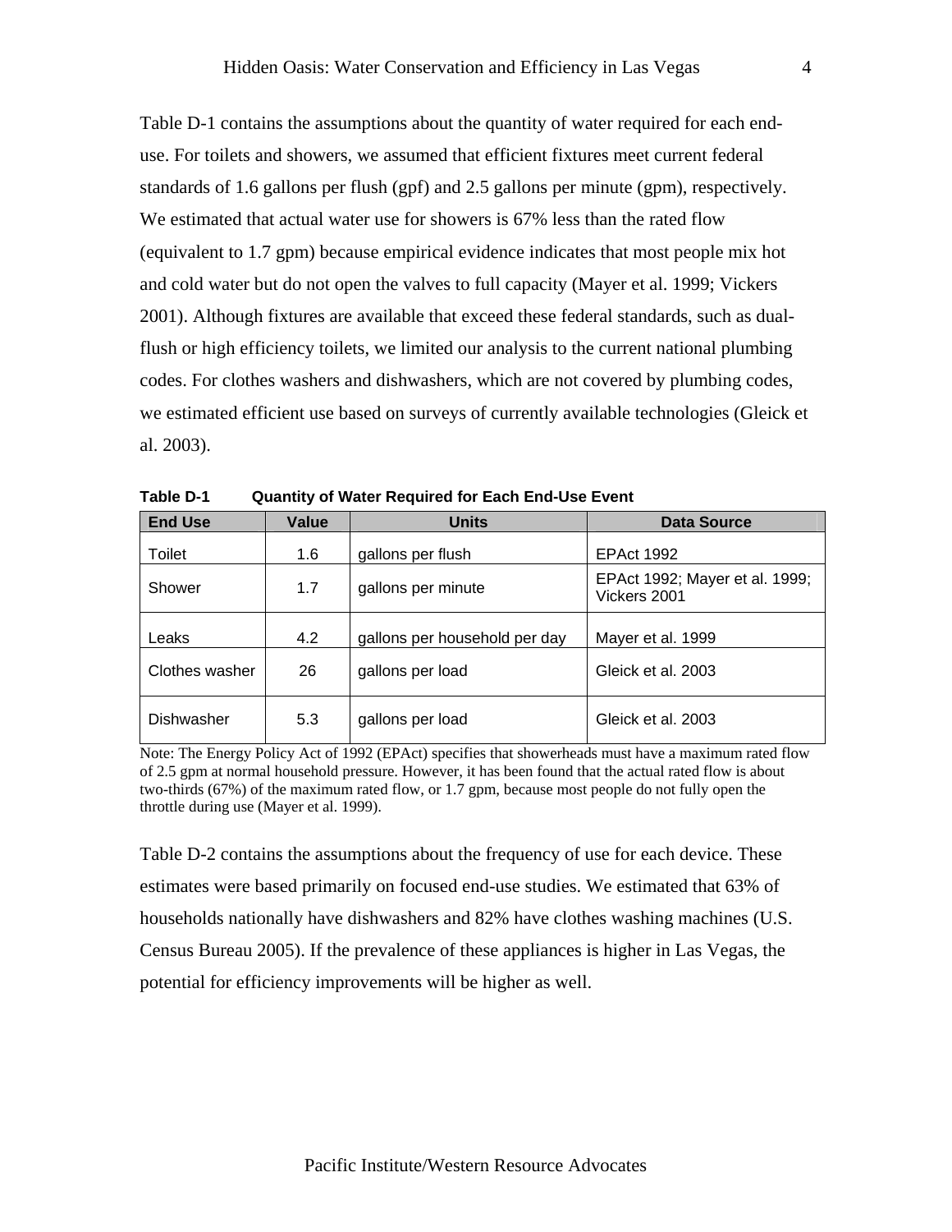Table D-1 contains the assumptions about the quantity of water required for each end-use. For toilets and showers, we assumed that efficient fixtures meet current federal standards of 1.6 gallons per flush (gpf) and 2.5 gallons per minute (gpm), respectively. We estimated that actual water use for showers is 67% less than the rated flow (equivalent to 1.7 gpm) because empirical evidence indicates that most people mix hot and cold water but do not open the valves to full capacity (Mayer et al. 1999; Vickers 2001). Although fixtures are available that exceed these federal standards, such as dual-flush or high efficiency toilets, we limited our analysis to the current national plumbing codes. For clothes washers and dishwashers, which are not covered by plumbing codes, we estimated efficient use based on surveys of currently available technologies (Gleick et al. 2003).

**Table D-1 Quantity of Water Required for Each End-Use Event**

| End Use | Value | Units | Data Source |
|---|---|---|---|
| Toilet | 1.6 | gallons per flush | EPAct 1992 |
| Shower | 1.7 | gallons per minute | EPAct 1992; Mayer et al. 1999; Vickers 2001 |
| Leaks | 4.2 | gallons per household per day | Mayer et al. 1999 |
| Clothes washer | 26 | gallons per load | Gleick et al. 2003 |
| Dishwasher | 5.3 | gallons per load | Gleick et al. 2003 |

Note: The Energy Policy Act of 1992 (EPAct) specifies that showerheads must have a maximum rated flow of 2.5 gpm at normal household pressure. However, it has been found that the actual rated flow is about two-thirds (67%) of the maximum rated flow, or 1.7 gpm, because most people do not fully open the throttle during use (Mayer et al. 1999).

Table D-2 contains the assumptions about the frequency of use for each device. These estimates were based primarily on focused end-use studies. We estimated that 63% of households nationally have dishwashers and 82% have clothes washing machines (U.S. Census Bureau 2005). If the prevalence of these appliances is higher in Las Vegas, the potential for efficiency improvements will be higher as well.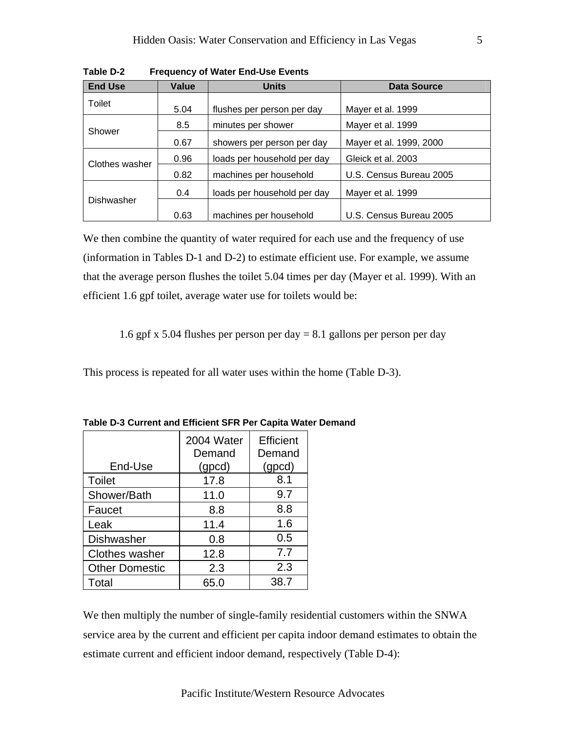**Table D-2 Frequency of Water End-Use Events**

| End Use | Value | Units | Data Source |
|---|---|---|---|
| Toilet | 5.04 | flushes per person per day | Mayer et al. 1999 |
| Shower | 8.5 | minutes per shower | Mayer et al. 1999 |
| | 0.67 | showers per person per day | Mayer et al. 1999, 2000 |
| Clothes washer | 0.96 | loads per household per day | Gleick et al. 2003 |
| | 0.82 | machines per household | U.S. Census Bureau 2005 |
| Dishwasher | 0.4 | loads per household per day | Mayer et al. 1999 |
| | 0.63 | machines per household | U.S. Census Bureau 2005 |

We then combine the quantity of water required for each use and the frequency of use (information in Tables D-1 and D-2) to estimate efficient use. For example, we assume that the average person flushes the toilet 5.04 times per day (Mayer et al. 1999). With an efficient 1.6 gpf toilet, average water use for toilets would be:

1.6 gpf x 5.04 flushes per person per day = 8.1 gallons per person per day

This process is repeated for all water uses within the home (Table D-3).

**Table D-3 Current and Efficient SFR Per Capita Water Demand**

| End-Use | 2004 Water Demand (gpcd) | Efficient Demand (gpcd) |
|---|---|---|
| Toilet | 17.8 | 8.1 |
| Shower/Bath | 11.0 | 9.7 |
| Faucet | 8.8 | 8.8 |
| Leak | 11.4 | 1.6 |
| Dishwasher | 0.8 | 0.5 |
| Clothes washer | 12.8 | 7.7 |
| Other Domestic | 2.3 | 2.3 |
| Total | 65.0 | 38.7 |

We then multiply the number of single-family residential customers within the SNWA service area by the current and efficient per capita indoor demand estimates to obtain the estimate current and efficient indoor demand, respectively (Table D-4):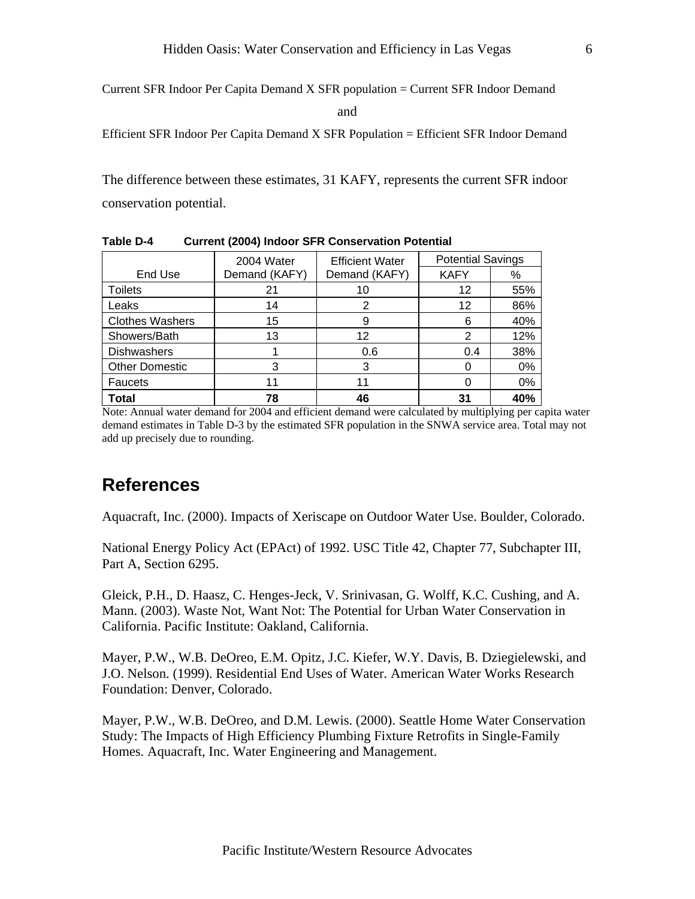Current SFR Indoor Per Capita Demand X SFR population = Current SFR Indoor Demand

and

Efficient SFR Indoor Per Capita Demand X SFR Population = Efficient SFR Indoor Demand

The difference between these estimates, 31 KAFY, represents the current SFR indoor conservation potential.

**Table D-4 Current (2004) Indoor SFR Conservation Potential**

| End Use | 2004 Water Demand (KAFY) | Efficient Water Demand (KAFY) | Potential Savings | |
|---|---|---|---|---|
| | | | KAFY | % |
| Toilets | 21 | 10 | 12 | 55% |
| Leaks | 14 | 2 | 12 | 86% |
| Clothes Washers | 15 | 9 | 6 | 40% |
| Showers/Bath | 13 | 12 | 2 | 12% |
| Dishwashers | 1 | 0.6 | 0.4 | 38% |
| Other Domestic | 3 | 3 | 0 | 0% |
| Faucets | 11 | 11 | 0 | 0% |
| **Total** | **78** | **46** | **31** | **40%** |

Note: Annual water demand for 2004 and efficient demand were calculated by multiplying per capita water demand estimates in Table D-3 by the estimated SFR population in the SNWA service area. Total may not add up precisely due to rounding.

## References

Aquacraft, Inc. (2000). Impacts of Xeriscape on Outdoor Water Use. Boulder, Colorado.

National Energy Policy Act (EPAct) of 1992. USC Title 42, Chapter 77, Subchapter III, Part A, Section 6295.

Gleick, P.H., D. Haasz, C. Henges-Jeck, V. Srinivasan, G. Wolff, K.C. Cushing, and A. Mann. (2003). Waste Not, Want Not: The Potential for Urban Water Conservation in California. Pacific Institute: Oakland, California.

Mayer, P.W., W.B. DeOreo, E.M. Opitz, J.C. Kiefer, W.Y. Davis, B. Dziegielewski, and J.O. Nelson. (1999). Residential End Uses of Water. American Water Works Research Foundation: Denver, Colorado.

Mayer, P.W., W.B. DeOreo, and D.M. Lewis. (2000). Seattle Home Water Conservation Study: The Impacts of High Efficiency Plumbing Fixture Retrofits in Single-Family Homes. Aquacraft, Inc. Water Engineering and Management.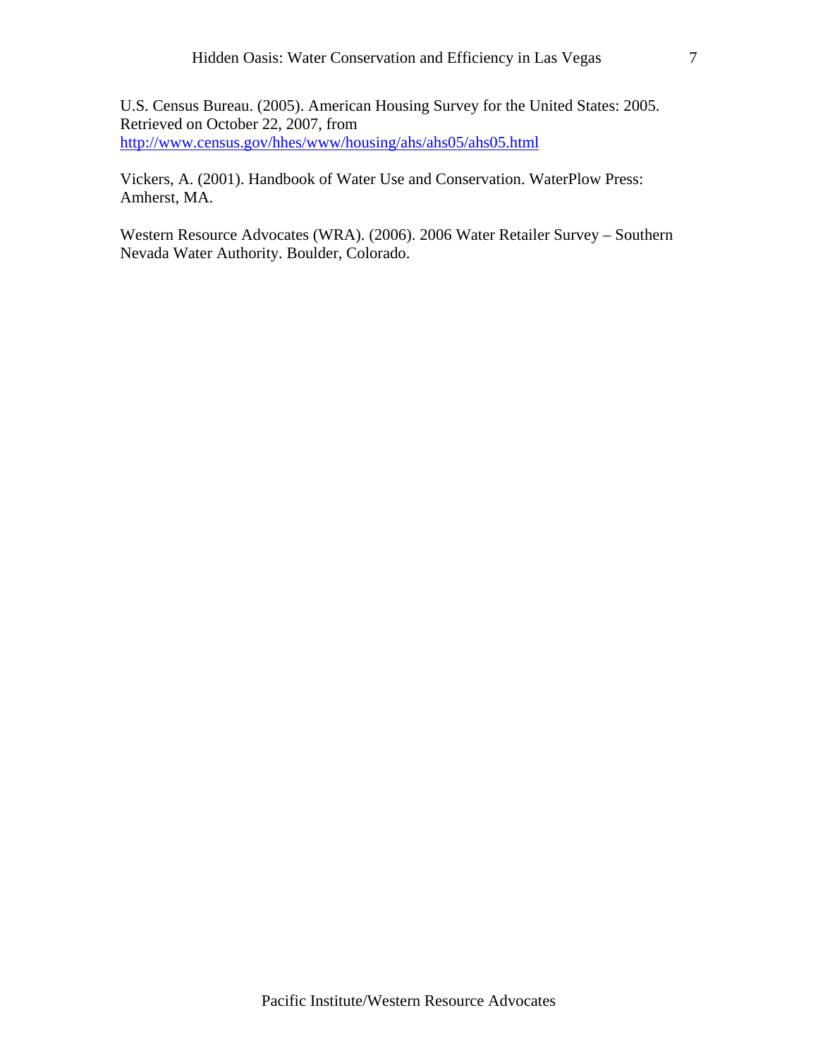U.S. Census Bureau. (2005). American Housing Survey for the United States: 2005. Retrieved on October 22, 2007, from http://www.census.gov/hhes/www/housing/ahs/ahs05/ahs05.html

Vickers, A. (2001). Handbook of Water Use and Conservation. WaterPlow Press: Amherst, MA.

Western Resource Advocates (WRA). (2006). 2006 Water Retailer Survey – Southern Nevada Water Authority. Boulder, Colorado.